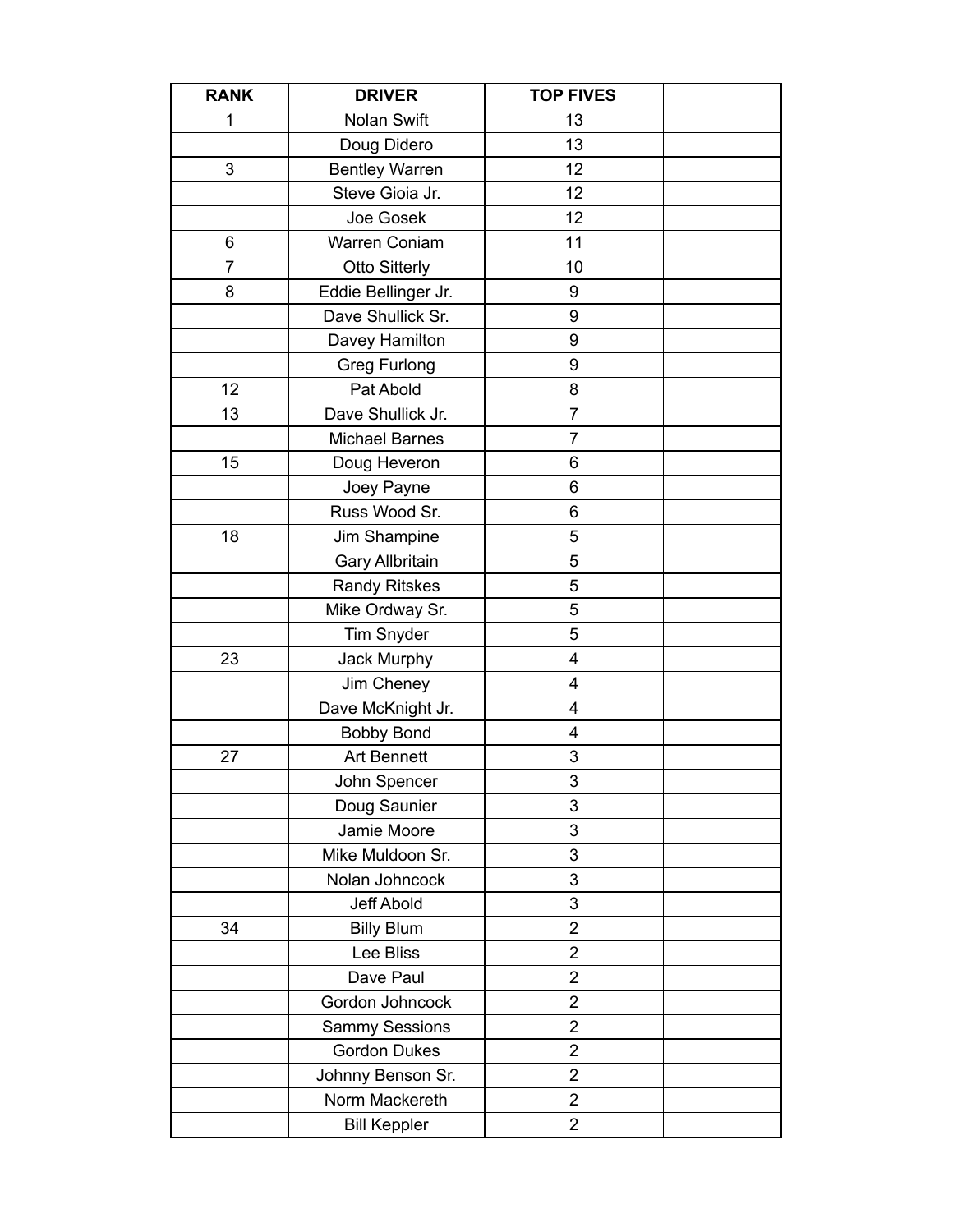| RANK | DRIVER | TOP FIVES | |
|---|---|---|---|
| 1 | Nolan Swift | 13 | |
| | Doug Didero | 13 | |
| 3 | Bentley Warren | 12 | |
| | Steve Gioia Jr. | 12 | |
| | Joe Gosek | 12 | |
| 6 | Warren Coniam | 11 | |
| 7 | Otto Sitterly | 10 | |
| 8 | Eddie Bellinger Jr. | 9 | |
| | Dave Shullick Sr. | 9 | |
| | Davey Hamilton | 9 | |
| | Greg Furlong | 9 | |
| 12 | Pat Abold | 8 | |
| 13 | Dave Shullick Jr. | 7 | |
| | Michael Barnes | 7 | |
| 15 | Doug Heveron | 6 | |
| | Joey Payne | 6 | |
| | Russ Wood Sr. | 6 | |
| 18 | Jim Shampine | 5 | |
| | Gary Allbritain | 5 | |
| | Randy Ritskes | 5 | |
| | Mike Ordway Sr. | 5 | |
| | Tim Snyder | 5 | |
| 23 | Jack Murphy | 4 | |
| | Jim Cheney | 4 | |
| | Dave McKnight Jr. | 4 | |
| | Bobby Bond | 4 | |
| 27 | Art Bennett | 3 | |
| | John Spencer | 3 | |
| | Doug Saunier | 3 | |
| | Jamie Moore | 3 | |
| | Mike Muldoon Sr. | 3 | |
| | Nolan Johncock | 3 | |
| | Jeff Abold | 3 | |
| 34 | Billy Blum | 2 | |
| | Lee Bliss | 2 | |
| | Dave Paul | 2 | |
| | Gordon Johncock | 2 | |
| | Sammy Sessions | 2 | |
| | Gordon Dukes | 2 | |
| | Johnny Benson Sr. | 2 | |
| | Norm Mackereth | 2 | |
| | Bill Keppler | 2 | |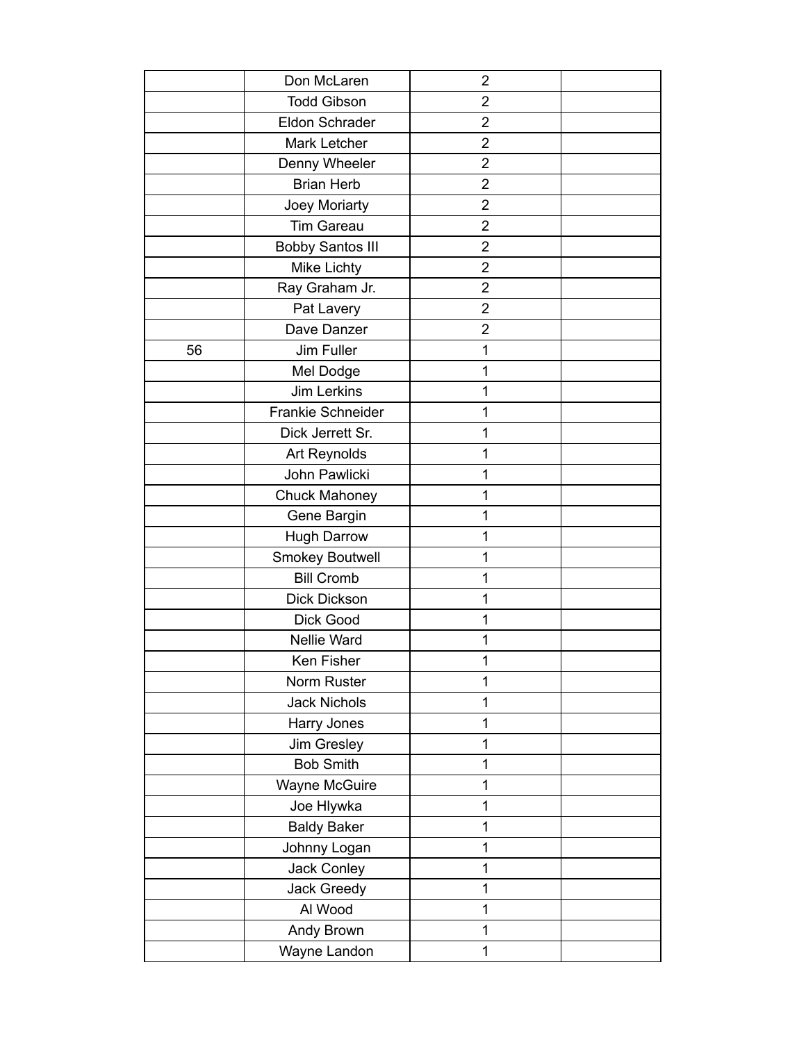| | | | |
|---|---|---|---|
| | Don McLaren | 2 | |
| | Todd Gibson | 2 | |
| | Eldon Schrader | 2 | |
| | Mark Letcher | 2 | |
| | Denny Wheeler | 2 | |
| | Brian Herb | 2 | |
| | Joey Moriarty | 2 | |
| | Tim Gareau | 2 | |
| | Bobby Santos III | 2 | |
| | Mike Lichty | 2 | |
| | Ray Graham Jr. | 2 | |
| | Pat Lavery | 2 | |
| | Dave Danzer | 2 | |
| 56 | Jim Fuller | 1 | |
| | Mel Dodge | 1 | |
| | Jim Lerkins | 1 | |
| | Frankie Schneider | 1 | |
| | Dick Jerrett Sr. | 1 | |
| | Art Reynolds | 1 | |
| | John Pawlicki | 1 | |
| | Chuck Mahoney | 1 | |
| | Gene Bargin | 1 | |
| | Hugh Darrow | 1 | |
| | Smokey Boutwell | 1 | |
| | Bill Cromb | 1 | |
| | Dick Dickson | 1 | |
| | Dick Good | 1 | |
| | Nellie Ward | 1 | |
| | Ken Fisher | 1 | |
| | Norm Ruster | 1 | |
| | Jack Nichols | 1 | |
| | Harry Jones | 1 | |
| | Jim Gresley | 1 | |
| | Bob Smith | 1 | |
| | Wayne McGuire | 1 | |
| | Joe Hlywka | 1 | |
| | Baldy Baker | 1 | |
| | Johnny Logan | 1 | |
| | Jack Conley | 1 | |
| | Jack Greedy | 1 | |
| | Al Wood | 1 | |
| | Andy Brown | 1 | |
| | Wayne Landon | 1 | |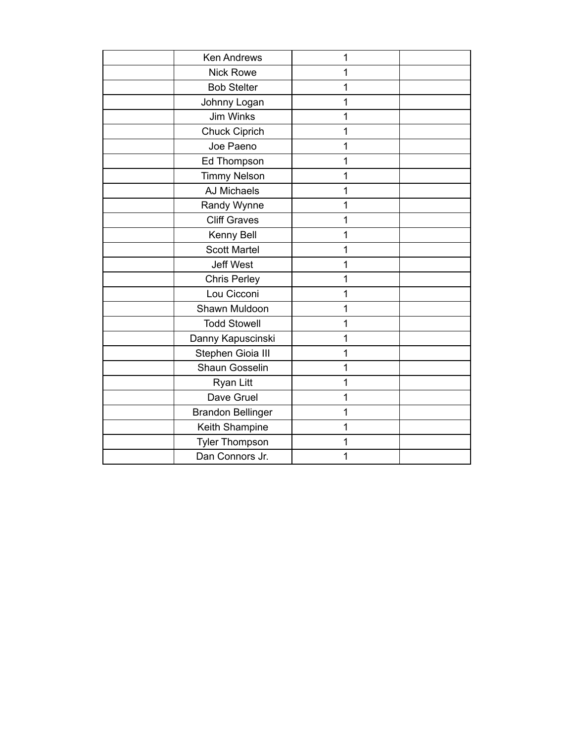| | | | |
|---|---|---|---|
| | Ken Andrews | 1 | |
| | Nick Rowe | 1 | |
| | Bob Stelter | 1 | |
| | Johnny Logan | 1 | |
| | Jim Winks | 1 | |
| | Chuck Ciprich | 1 | |
| | Joe Paeno | 1 | |
| | Ed Thompson | 1 | |
| | Timmy Nelson | 1 | |
| | AJ Michaels | 1 | |
| | Randy Wynne | 1 | |
| | Cliff Graves | 1 | |
| | Kenny Bell | 1 | |
| | Scott Martel | 1 | |
| | Jeff West | 1 | |
| | Chris Perley | 1 | |
| | Lou Cicconi | 1 | |
| | Shawn Muldoon | 1 | |
| | Todd Stowell | 1 | |
| | Danny Kapuscinski | 1 | |
| | Stephen Gioia III | 1 | |
| | Shaun Gosselin | 1 | |
| | Ryan Litt | 1 | |
| | Dave Gruel | 1 | |
| | Brandon Bellinger | 1 | |
| | Keith Shampine | 1 | |
| | Tyler Thompson | 1 | |
| | Dan Connors Jr. | 1 | |